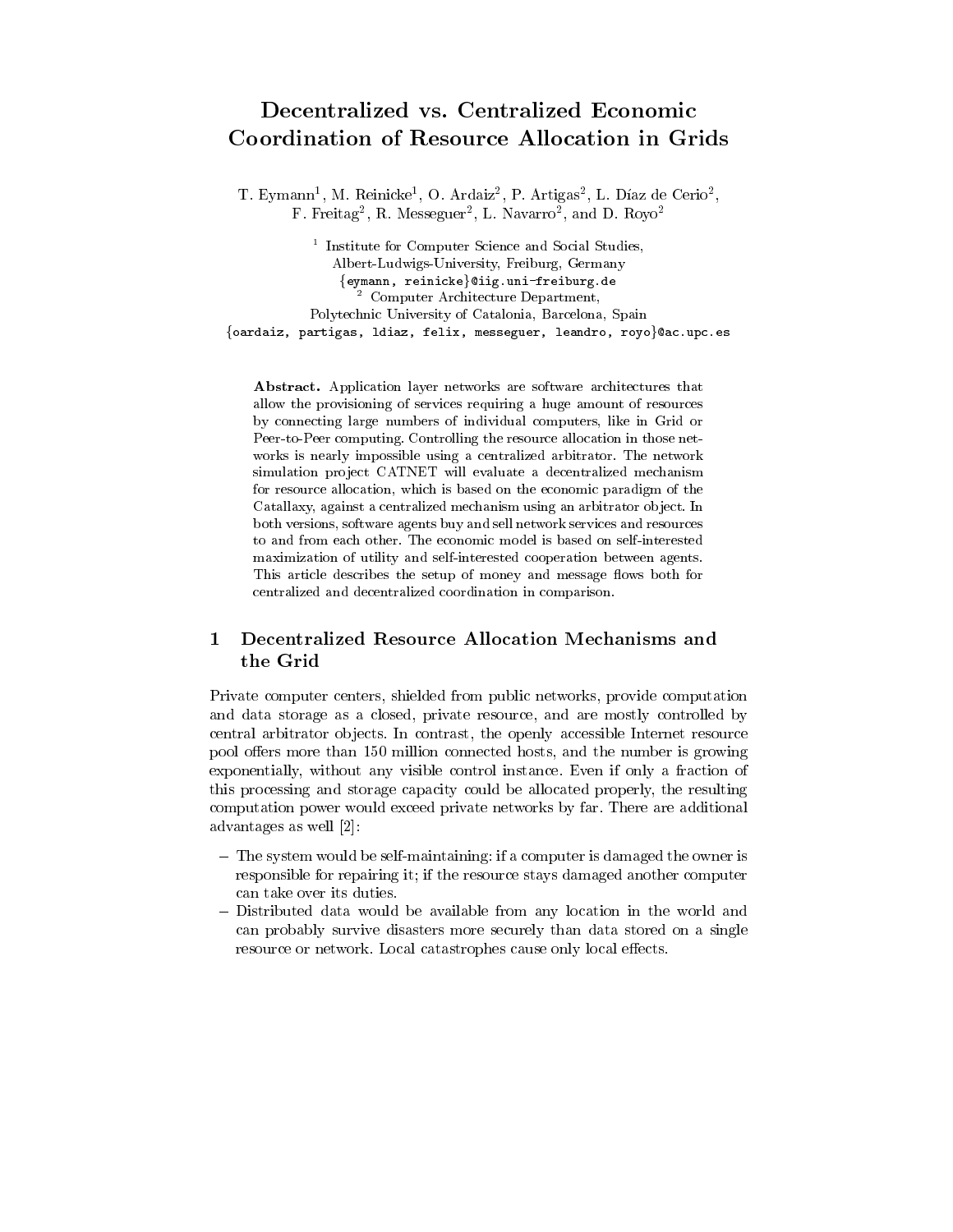# Decentralized vs. Centralized Economic Coordination of Resource Allocation in Grids

T. Eymann[1], M. Reinicke[1], O. Ardaiz[2], P. Artigas[2], L. Díaz de Cerio[2], F. Freitag[2], R. Messeguer[2], L. Navarro[2], and D. Royo[2]

[1] Institute for Computer Science and Social Studies, Albert-Ludwigs-University, Freiburg, Germany
{eymann, reinicke}@iig.uni-freiburg.de

[2] Computer Architecture Department, Polytechnic University of Catalonia, Barcelona, Spain
{oardaiz, partigas, ldiaz, felix, messeguer, leandro, royo}@ac.upc.es

**Abstract.** Application layer networks are software architectures that allow the provisioning of services requiring a huge amount of resources by connecting large numbers of individual computers, like in Grid or Peer-to-Peer computing. Controlling the resource allocation in those networks is nearly impossible using a centralized arbitrator. The network simulation project CATNET will evaluate a decentralized mechanism for resource allocation, which is based on the economic paradigm of the Catallaxy, against a centralized mechanism using an arbitrator object. In both versions, software agents buy and sell network services and resources to and from each other. The economic model is based on self-interested maximization of utility and self-interested cooperation between agents. This article describes the setup of money and message flows both for centralized and decentralized coordination in comparison.

## 1 Decentralized Resource Allocation Mechanisms and the Grid

Private computer centers, shielded from public networks, provide computation and data storage as a closed, private resource, and are mostly controlled by central arbitrator objects. In contrast, the openly accessible Internet resource pool offers more than 150 million connected hosts, and the number is growing exponentially, without any visible control instance. Even if only a fraction of this processing and storage capacity could be allocated properly, the resulting computation power would exceed private networks by far. There are additional advantages as well [2]:

- The system would be self-maintaining: if a computer is damaged the owner is responsible for repairing it; if the resource stays damaged another computer can take over its duties.
- Distributed data would be available from any location in the world and can probably survive disasters more securely than data stored on a single resource or network. Local catastrophes cause only local effects.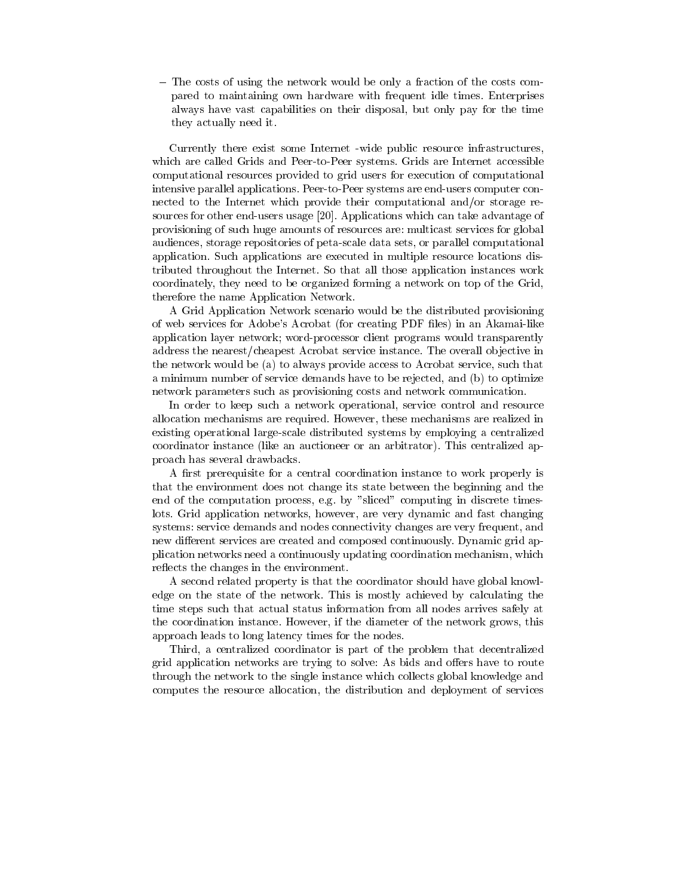- The costs of using the network would be only a fraction of the costs compared to maintaining own hardware with frequent idle times. Enterprises always have vast capabilities on their disposal, but only pay for the time they actually need it.

Currently there exist some Internet -wide public resource infrastructures, which are called Grids and Peer-to-Peer systems. Grids are Internet accessible computational resources provided to grid users for execution of computational intensive parallel applications. Peer-to-Peer systems are end-users computer connected to the Internet which provide their computational and/or storage resources for other end-users usage [20]. Applications which can take advantage of provisioning of such huge amounts of resources are: multicast services for global audiences, storage repositories of peta-scale data sets, or parallel computational application. Such applications are executed in multiple resource locations distributed throughout the Internet. So that all those application instances work coordinately, they need to be organized forming a network on top of the Grid, therefore the name Application Network.

A Grid Application Network scenario would be the distributed provisioning of web services for Adobe's Acrobat (for creating PDF files) in an Akamai-like application layer network; word-processor client programs would transparently address the nearest/cheapest Acrobat service instance. The overall objective in the network would be (a) to always provide access to Acrobat service, such that a minimum number of service demands have to be rejected, and (b) to optimize network parameters such as provisioning costs and network communication.

In order to keep such a network operational, service control and resource allocation mechanisms are required. However, these mechanisms are realized in existing operational large-scale distributed systems by employing a centralized coordinator instance (like an auctioneer or an arbitrator). This centralized approach has several drawbacks.

A first prerequisite for a central coordination instance to work properly is that the environment does not change its state between the beginning and the end of the computation process, e.g. by "sliced" computing in discrete timeslots. Grid application networks, however, are very dynamic and fast changing systems: service demands and nodes connectivity changes are very frequent, and new different services are created and composed continuously. Dynamic grid application networks need a continuously updating coordination mechanism, which reflects the changes in the environment.

A second related property is that the coordinator should have global knowledge on the state of the network. This is mostly achieved by calculating the time steps such that actual status information from all nodes arrives safely at the coordination instance. However, if the diameter of the network grows, this approach leads to long latency times for the nodes.

Third, a centralized coordinator is part of the problem that decentralized grid application networks are trying to solve: As bids and offers have to route through the network to the single instance which collects global knowledge and computes the resource allocation, the distribution and deployment of services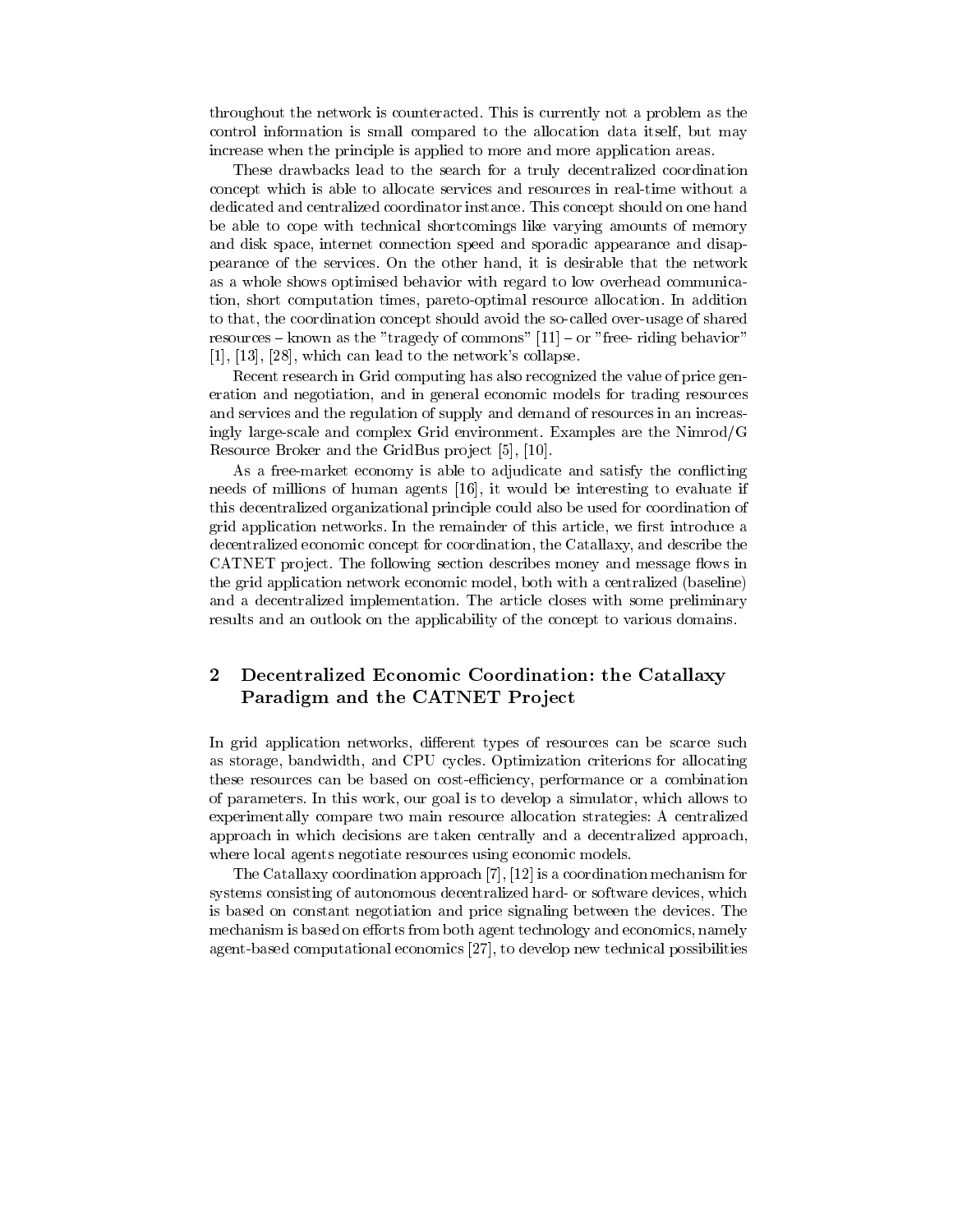throughout the network is counteracted. This is currently not a problem as the control information is small compared to the allocation data itself, but may increase when the principle is applied to more and more application areas.

These drawbacks lead to the search for a truly decentralized coordination concept which is able to allocate services and resources in real-time without a dedicated and centralized coordinator instance. This concept should on one hand be able to cope with technical shortcomings like varying amounts of memory and disk space, internet connection speed and sporadic appearance and disappearance of the services. On the other hand, it is desirable that the network as a whole shows optimised behavior with regard to low overhead communication, short computation times, pareto-optimal resource allocation. In addition to that, the coordination concept should avoid the so-called over-usage of shared resources – known as the "tragedy of commons" [11] – or "free- riding behavior" [1], [13], [28], which can lead to the network's collapse.

Recent research in Grid computing has also recognized the value of price generation and negotiation, and in general economic models for trading resources and services and the regulation of supply and demand of resources in an increasingly large-scale and complex Grid environment. Examples are the Nimrod/G Resource Broker and the GridBus project [5], [10].

As a free-market economy is able to adjudicate and satisfy the conflicting needs of millions of human agents [16], it would be interesting to evaluate if this decentralized organizational principle could also be used for coordination of grid application networks. In the remainder of this article, we first introduce a decentralized economic concept for coordination, the Catallaxy, and describe the CATNET project. The following section describes money and message flows in the grid application network economic model, both with a centralized (baseline) and a decentralized implementation. The article closes with some preliminary results and an outlook on the applicability of the concept to various domains.

## 2 Decentralized Economic Coordination: the Catallaxy Paradigm and the CATNET Project

In grid application networks, different types of resources can be scarce such as storage, bandwidth, and CPU cycles. Optimization criterions for allocating these resources can be based on cost-efficiency, performance or a combination of parameters. In this work, our goal is to develop a simulator, which allows to experimentally compare two main resource allocation strategies: A centralized approach in which decisions are taken centrally and a decentralized approach, where local agents negotiate resources using economic models.

The Catallaxy coordination approach [7], [12] is a coordination mechanism for systems consisting of autonomous decentralized hard- or software devices, which is based on constant negotiation and price signaling between the devices. The mechanism is based on efforts from both agent technology and economics, namely agent-based computational economics [27], to develop new technical possibilities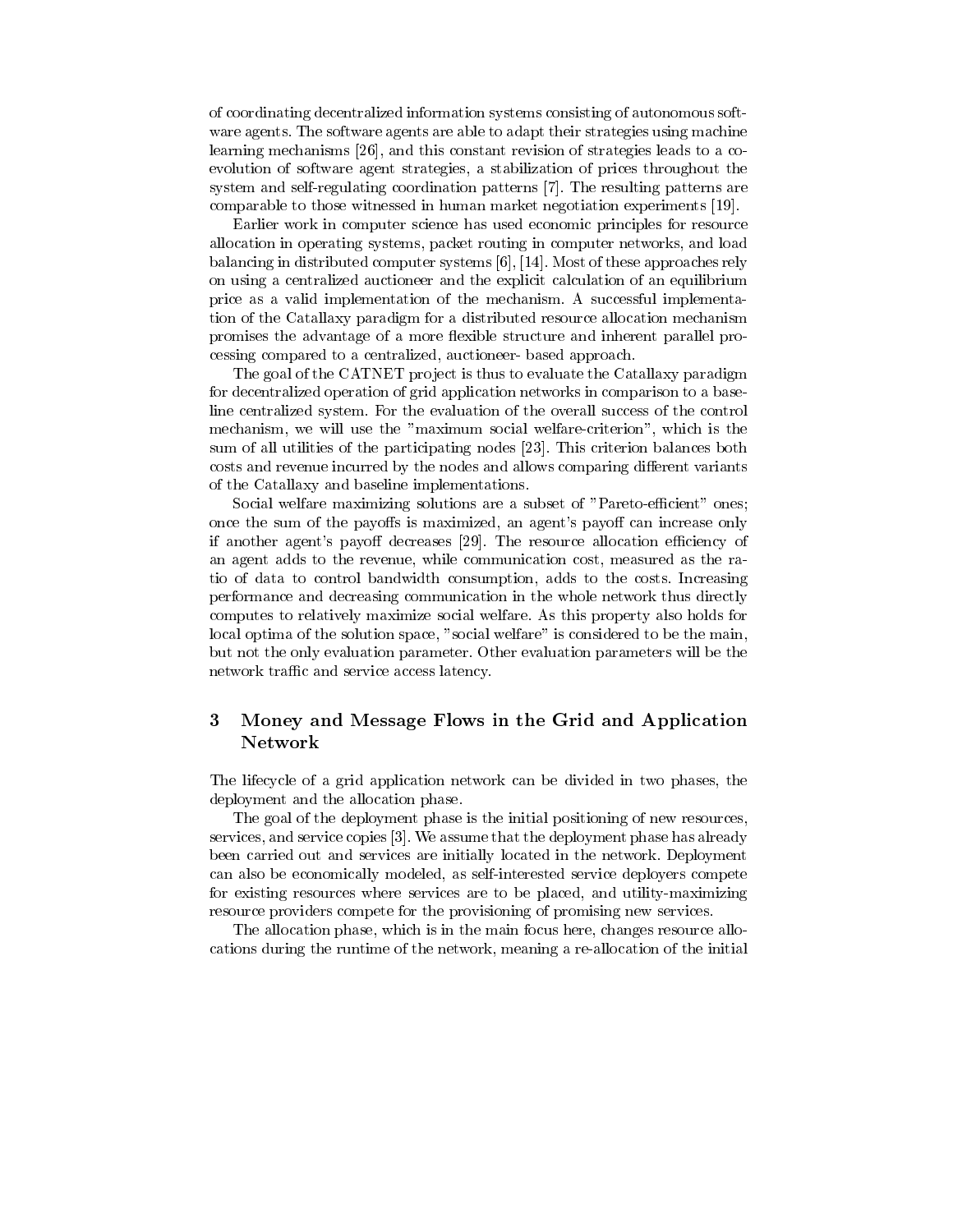of coordinating decentralized information systems consisting of autonomous software agents. The software agents are able to adapt their strategies using machine learning mechanisms [26], and this constant revision of strategies leads to a co-evolution of software agent strategies, a stabilization of prices throughout the system and self-regulating coordination patterns [7]. The resulting patterns are comparable to those witnessed in human market negotiation experiments [19].

Earlier work in computer science has used economic principles for resource allocation in operating systems, packet routing in computer networks, and load balancing in distributed computer systems [6], [14]. Most of these approaches rely on using a centralized auctioneer and the explicit calculation of an equilibrium price as a valid implementation of the mechanism. A successful implementation of the Catallaxy paradigm for a distributed resource allocation mechanism promises the advantage of a more flexible structure and inherent parallel processing compared to a centralized, auctioneer- based approach.

The goal of the CATNET project is thus to evaluate the Catallaxy paradigm for decentralized operation of grid application networks in comparison to a baseline centralized system. For the evaluation of the overall success of the control mechanism, we will use the "maximum social welfare-criterion", which is the sum of all utilities of the participating nodes [23]. This criterion balances both costs and revenue incurred by the nodes and allows comparing different variants of the Catallaxy and baseline implementations.

Social welfare maximizing solutions are a subset of "Pareto-efficient" ones; once the sum of the payoffs is maximized, an agent's payoff can increase only if another agent's payoff decreases [29]. The resource allocation efficiency of an agent adds to the revenue, while communication cost, measured as the ratio of data to control bandwidth consumption, adds to the costs. Increasing performance and decreasing communication in the whole network thus directly computes to relatively maximize social welfare. As this property also holds for local optima of the solution space, "social welfare" is considered to be the main, but not the only evaluation parameter. Other evaluation parameters will be the network traffic and service access latency.

## 3 Money and Message Flows in the Grid and Application Network

The lifecycle of a grid application network can be divided in two phases, the deployment and the allocation phase.

The goal of the deployment phase is the initial positioning of new resources, services, and service copies [3]. We assume that the deployment phase has already been carried out and services are initially located in the network. Deployment can also be economically modeled, as self-interested service deployers compete for existing resources where services are to be placed, and utility-maximizing resource providers compete for the provisioning of promising new services.

The allocation phase, which is in the main focus here, changes resource allocations during the runtime of the network, meaning a re-allocation of the initial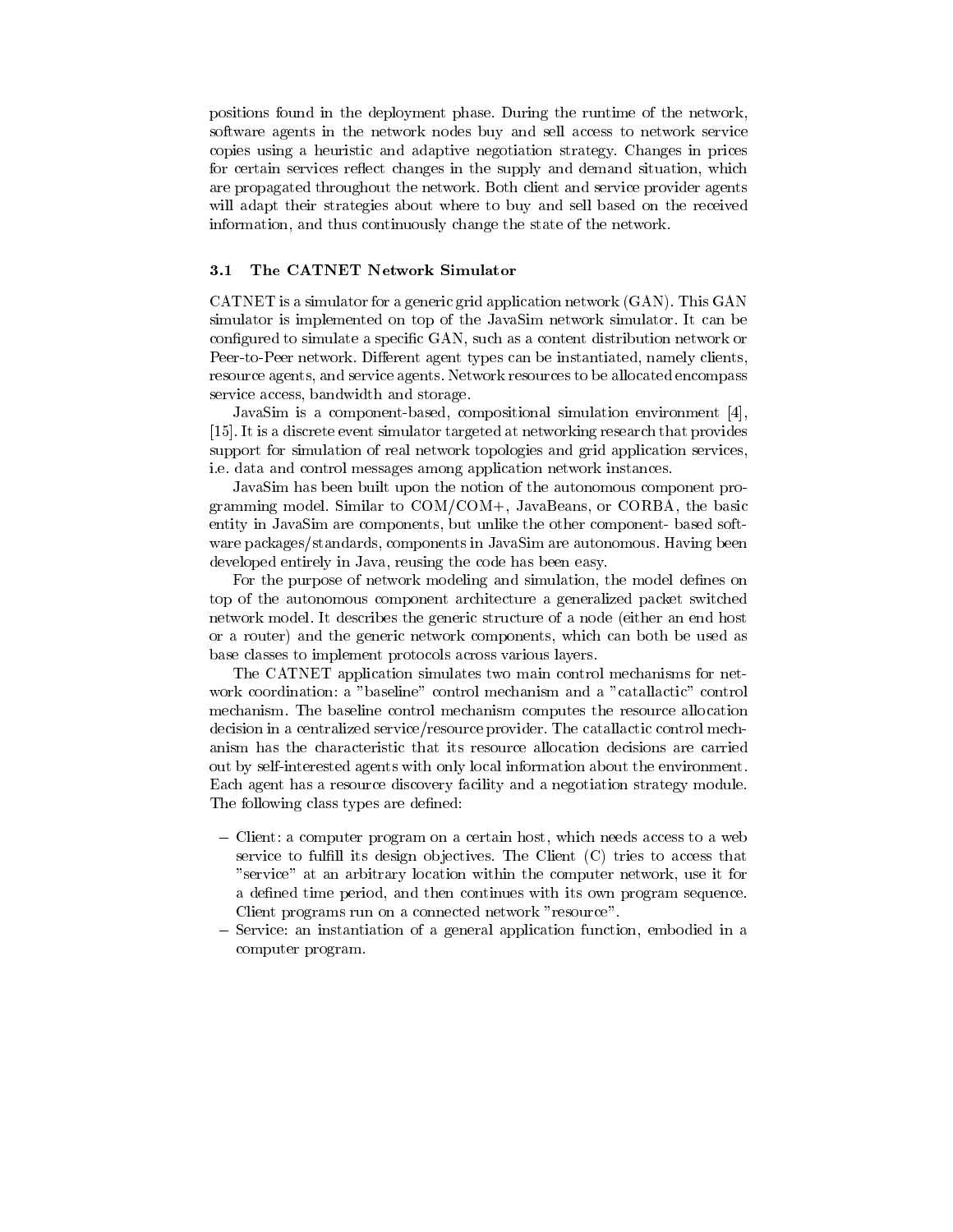positions found in the deployment phase. During the runtime of the network, software agents in the network nodes buy and sell access to network service copies using a heuristic and adaptive negotiation strategy. Changes in prices for certain services reflect changes in the supply and demand situation, which are propagated throughout the network. Both client and service provider agents will adapt their strategies about where to buy and sell based on the received information, and thus continuously change the state of the network.

### 3.1 The CATNET Network Simulator

CATNET is a simulator for a generic grid application network (GAN). This GAN simulator is implemented on top of the JavaSim network simulator. It can be configured to simulate a specific GAN, such as a content distribution network or Peer-to-Peer network. Different agent types can be instantiated, namely clients, resource agents, and service agents. Network resources to be allocated encompass service access, bandwidth and storage.

JavaSim is a component-based, compositional simulation environment [4], [15]. It is a discrete event simulator targeted at networking research that provides support for simulation of real network topologies and grid application services, i.e. data and control messages among application network instances.

JavaSim has been built upon the notion of the autonomous component programming model. Similar to COM/COM+, JavaBeans, or CORBA, the basic entity in JavaSim are components, but unlike the other component- based software packages/standards, components in JavaSim are autonomous. Having been developed entirely in Java, reusing the code has been easy.

For the purpose of network modeling and simulation, the model defines on top of the autonomous component architecture a generalized packet switched network model. It describes the generic structure of a node (either an end host or a router) and the generic network components, which can both be used as base classes to implement protocols across various layers.

The CATNET application simulates two main control mechanisms for network coordination: a "baseline" control mechanism and a "catallactic" control mechanism. The baseline control mechanism computes the resource allocation decision in a centralized service/resource provider. The catallactic control mechanism has the characteristic that its resource allocation decisions are carried out by self-interested agents with only local information about the environment. Each agent has a resource discovery facility and a negotiation strategy module. The following class types are defined:

- Client: a computer program on a certain host, which needs access to a web service to fulfill its design objectives. The Client (C) tries to access that "service" at an arbitrary location within the computer network, use it for a defined time period, and then continues with its own program sequence. Client programs run on a connected network "resource".
- Service: an instantiation of a general application function, embodied in a computer program.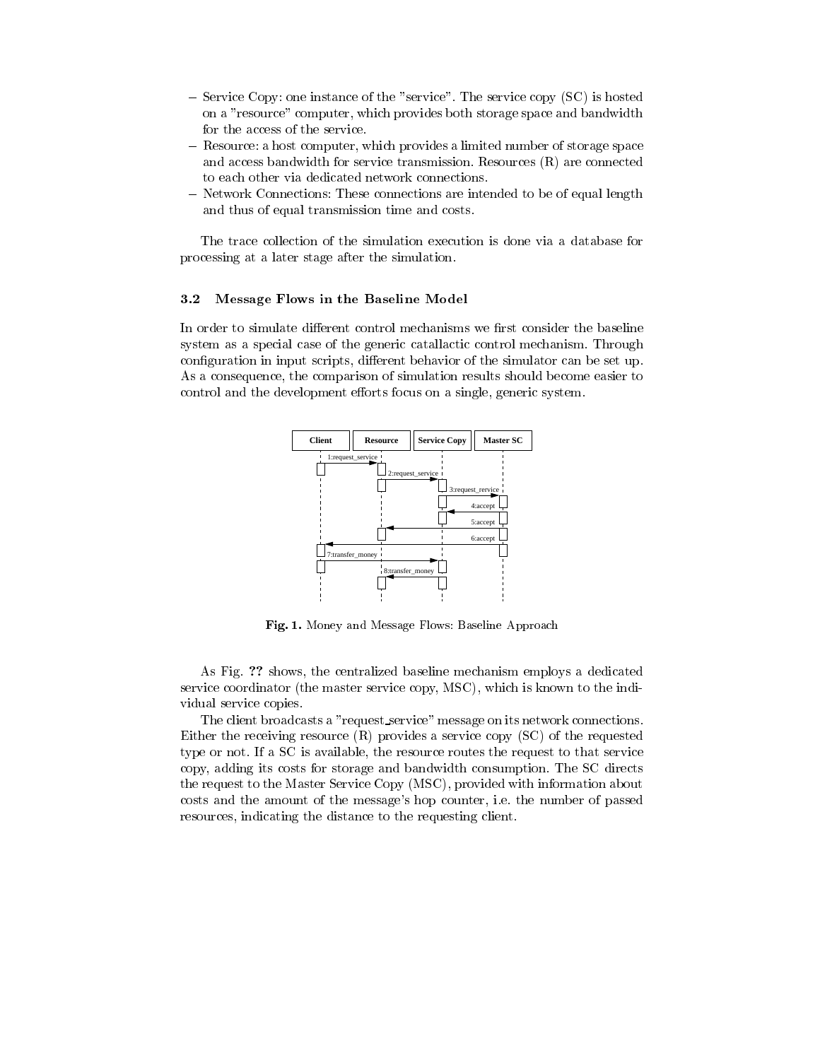– Service Copy: one instance of the "service". The service copy (SC) is hosted on a "resource" computer, which provides both storage space and bandwidth for the access of the service.
– Resource: a host computer, which provides a limited number of storage space and access bandwidth for service transmission. Resources (R) are connected to each other via dedicated network connections.
– Network Connections: These connections are intended to be of equal length and thus of equal transmission time and costs.

The trace collection of the simulation execution is done via a database for processing at a later stage after the simulation.

### 3.2 Message Flows in the Baseline Model

In order to simulate different control mechanisms we first consider the baseline system as a special case of the generic catallactic control mechanism. Through configuration in input scripts, different behavior of the simulator can be set up. As a consequence, the comparison of simulation results should become easier to control and the development efforts focus on a single, generic system.

**Fig. 1.** Money and Message Flows: Baseline Approach

As Fig. **??** shows, the centralized baseline mechanism employs a dedicated service coordinator (the master service copy, MSC), which is known to the individual service copies.

The client broadcasts a "request_service" message on its network connections. Either the receiving resource (R) provides a service copy (SC) of the requested type or not. If a SC is available, the resource routes the request to that service copy, adding its costs for storage and bandwidth consumption. The SC directs the request to the Master Service Copy (MSC), provided with information about costs and the amount of the message's hop counter, i.e. the number of passed resources, indicating the distance to the requesting client.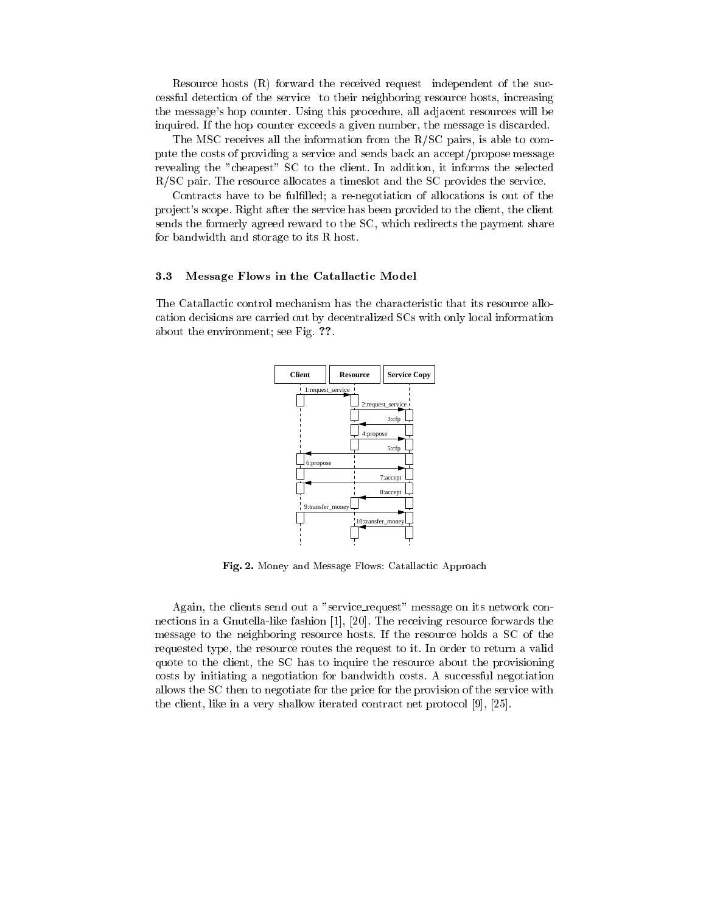Resource hosts (R) forward the received request independent of the successful detection of the service to their neighboring resource hosts, increasing the message's hop counter. Using this procedure, all adjacent resources will be inquired. If the hop counter exceeds a given number, the message is discarded.

The MSC receives all the information from the R/SC pairs, is able to compute the costs of providing a service and sends back an accept/propose message revealing the "cheapest" SC to the client. In addition, it informs the selected R/SC pair. The resource allocates a timeslot and the SC provides the service.

Contracts have to be fulfilled; a re-negotiation of allocations is out of the project's scope. Right after the service has been provided to the client, the client sends the formerly agreed reward to the SC, which redirects the payment share for bandwidth and storage to its R host.

### 3.3 Message Flows in the Catallactic Model

The Catallactic control mechanism has the characteristic that its resource allocation decisions are carried out by decentralized SCs with only local information about the environment; see Fig. **??**.

**Fig. 2.** Money and Message Flows: Catallactic Approach

Again, the clients send out a "service_request" message on its network connections in a Gnutella-like fashion [1], [20]. The receiving resource forwards the message to the neighboring resource hosts. If the resource holds a SC of the requested type, the resource routes the request to it. In order to return a valid quote to the client, the SC has to inquire the resource about the provisioning costs by initiating a negotiation for bandwidth costs. A successful negotiation allows the SC then to negotiate for the price for the provision of the service with the client, like in a very shallow iterated contract net protocol [9], [25].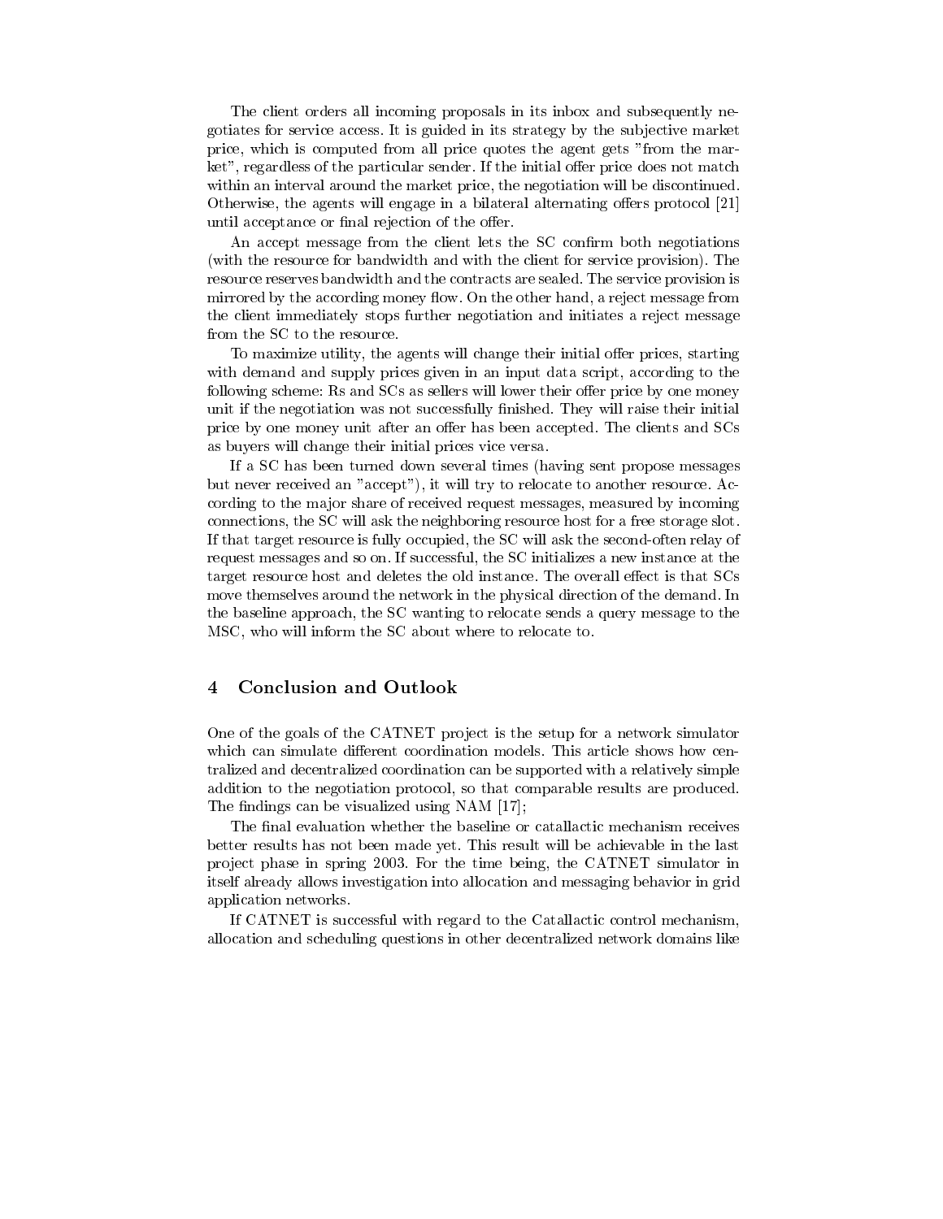The client orders all incoming proposals in its inbox and subsequently negotiates for service access. It is guided in its strategy by the subjective market price, which is computed from all price quotes the agent gets "from the market", regardless of the particular sender. If the initial offer price does not match within an interval around the market price, the negotiation will be discontinued. Otherwise, the agents will engage in a bilateral alternating offers protocol [21] until acceptance or final rejection of the offer.

An accept message from the client lets the SC confirm both negotiations (with the resource for bandwidth and with the client for service provision). The resource reserves bandwidth and the contracts are sealed. The service provision is mirrored by the according money flow. On the other hand, a reject message from the client immediately stops further negotiation and initiates a reject message from the SC to the resource.

To maximize utility, the agents will change their initial offer prices, starting with demand and supply prices given in an input data script, according to the following scheme: Rs and SCs as sellers will lower their offer price by one money unit if the negotiation was not successfully finished. They will raise their initial price by one money unit after an offer has been accepted. The clients and SCs as buyers will change their initial prices vice versa.

If a SC has been turned down several times (having sent propose messages but never received an "accept"), it will try to relocate to another resource. According to the major share of received request messages, measured by incoming connections, the SC will ask the neighboring resource host for a free storage slot. If that target resource is fully occupied, the SC will ask the second-often relay of request messages and so on. If successful, the SC initializes a new instance at the target resource host and deletes the old instance. The overall effect is that SCs move themselves around the network in the physical direction of the demand. In the baseline approach, the SC wanting to relocate sends a query message to the MSC, who will inform the SC about where to relocate to.

## 4 Conclusion and Outlook

One of the goals of the CATNET project is the setup for a network simulator which can simulate different coordination models. This article shows how centralized and decentralized coordination can be supported with a relatively simple addition to the negotiation protocol, so that comparable results are produced. The findings can be visualized using NAM [17];

The final evaluation whether the baseline or catallactic mechanism receives better results has not been made yet. This result will be achievable in the last project phase in spring 2003. For the time being, the CATNET simulator in itself already allows investigation into allocation and messaging behavior in grid application networks.

If CATNET is successful with regard to the Catallactic control mechanism, allocation and scheduling questions in other decentralized network domains like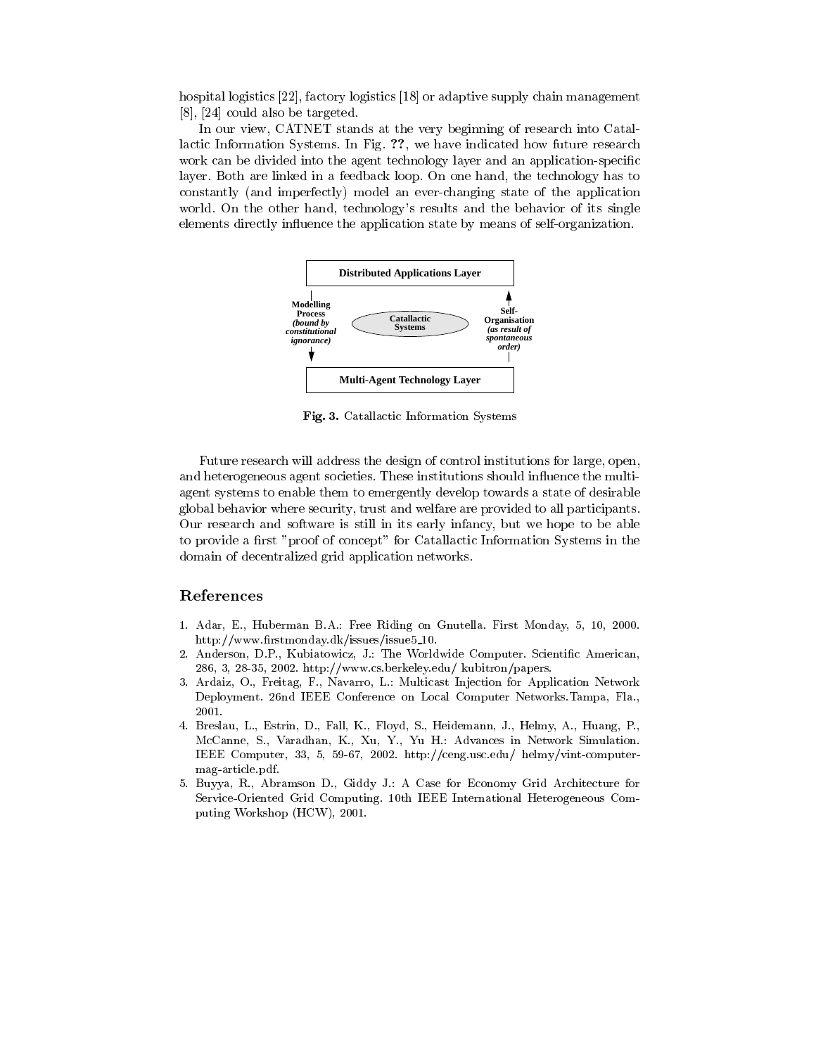hospital logistics [22], factory logistics [18] or adaptive supply chain management [8], [24] could also be targeted.

In our view, CATNET stands at the very beginning of research into Catallactic Information Systems. In Fig. **??**, we have indicated how future research work can be divided into the agent technology layer and an application-specific layer. Both are linked in a feedback loop. On one hand, the technology has to constantly (and imperfectly) model an ever-changing state of the application world. On the other hand, technology's results and the behavior of its single elements directly influence the application state by means of self-organization.

**Fig. 3.** Catallactic Information Systems

Future research will address the design of control institutions for large, open, and heterogeneous agent societies. These institutions should influence the multi-agent systems to enable them to emergently develop towards a state of desirable global behavior where security, trust and welfare are provided to all participants. Our research and software is still in its early infancy, but we hope to be able to provide a first "proof of concept" for Catallactic Information Systems in the domain of decentralized grid application networks.

## References

1. Adar, E., Huberman B.A.: Free Riding on Gnutella. First Monday, 5, 10, 2000. http://www.firstmonday.dk/issues/issue5_10.
2. Anderson, D.P., Kubiatowicz, J.: The Worldwide Computer. Scientific American, 286, 3, 28-35, 2002. http://www.cs.berkeley.edu/ kubitron/papers.
3. Ardaiz, O., Freitag, F., Navarro, L.: Multicast Injection for Application Network Deployment. 26nd IEEE Conference on Local Computer Networks. Tampa, Fla., 2001.
4. Breslau, L., Estrin, D., Fall, K., Floyd, S., Heidemann, J., Helmy, A., Huang, P., McCanne, S., Varadhan, K., Xu, Y., Yu H.: Advances in Network Simulation. IEEE Computer, 33, 5, 59-67, 2002. http://ceng.usc.edu/ helmy/vint-computer-mag-article.pdf.
5. Buyya, R., Abramson D., Giddy J.: A Case for Economy Grid Architecture for Service-Oriented Grid Computing. 10th IEEE International Heterogeneous Computing Workshop (HCW), 2001.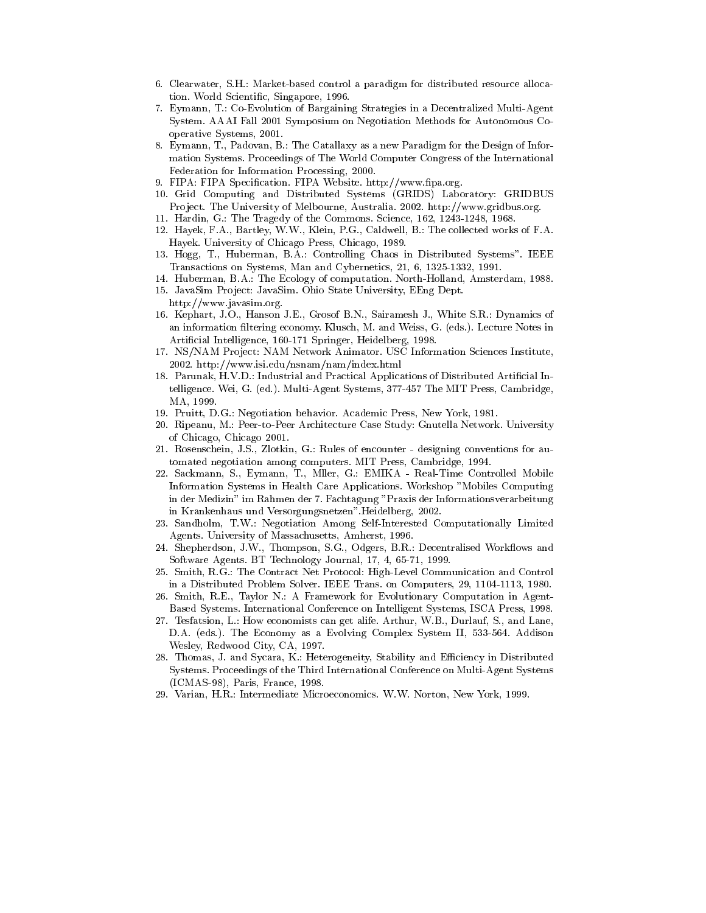6. Clearwater, S.H.: Market-based control a paradigm for distributed resource allocation. World Scientific, Singapore, 1996.
7. Eymann, T.: Co-Evolution of Bargaining Strategies in a Decentralized Multi-Agent System. AAAI Fall 2001 Symposium on Negotiation Methods for Autonomous Cooperative Systems, 2001.
8. Eymann, T., Padovan, B.: The Catallaxy as a new Paradigm for the Design of Information Systems. Proceedings of The World Computer Congress of the International Federation for Information Processing, 2000.
9. FIPA: FIPA Specification. FIPA Website. http://www.fipa.org.
10. Grid Computing and Distributed Systems (GRIDS) Laboratory: GRIDBUS Project. The University of Melbourne, Australia. 2002. http://www.gridbus.org.
11. Hardin, G.: The Tragedy of the Commons. Science, 162, 1243-1248, 1968.
12. Hayek, F.A., Bartley, W.W., Klein, P.G., Caldwell, B.: The collected works of F.A. Hayek. University of Chicago Press, Chicago, 1989.
13. Hogg, T., Huberman, B.A.: Controlling Chaos in Distributed Systems". IEEE Transactions on Systems, Man and Cybernetics, 21, 6, 1325-1332, 1991.
14. Huberman, B.A.: The Ecology of computation. North-Holland, Amsterdam, 1988.
15. JavaSim Project: JavaSim. Ohio State University, EEng Dept. http://www.javasim.org.
16. Kephart, J.O., Hanson J.E., Grosof B.N., Sairamesh J., White S.R.: Dynamics of an information filtering economy. Klusch, M. and Weiss, G. (eds.). Lecture Notes in Artificial Intelligence, 160-171 Springer, Heidelberg, 1998.
17. NS/NAM Project: NAM Network Animator. USC Information Sciences Institute, 2002. http://www.isi.edu/nsnam/nam/index.html
18. Parunak, H.V.D.: Industrial and Practical Applications of Distributed Artificial Intelligence. Wei, G. (ed.). Multi-Agent Systems, 377-457 The MIT Press, Cambridge, MA, 1999.
19. Pruitt, D.G.: Negotiation behavior. Academic Press, New York, 1981.
20. Ripeanu, M.: Peer-to-Peer Architecture Case Study: Gnutella Network. University of Chicago, Chicago 2001.
21. Rosenschein, J.S., Zlotkin, G.: Rules of encounter - designing conventions for automated negotiation among computers. MIT Press, Cambridge, 1994.
22. Sackmann, S., Eymann, T., Mller, G.: EMIKA - Real-Time Controlled Mobile Information Systems in Health Care Applications. Workshop "Mobiles Computing in der Medizin" im Rahmen der 7. Fachtagung "Praxis der Informationsverarbeitung in Krankenhaus und Versorgungsnetzen".Heidelberg, 2002.
23. Sandholm, T.W.: Negotiation Among Self-Interested Computationally Limited Agents. University of Massachusetts, Amherst, 1996.
24. Shepherdson, J.W., Thompson, S.G., Odgers, B.R.: Decentralised Workflows and Software Agents. BT Technology Journal, 17, 4, 65-71, 1999.
25. Smith, R.G.: The Contract Net Protocol: High-Level Communication and Control in a Distributed Problem Solver. IEEE Trans. on Computers, 29, 1104-1113, 1980.
26. Smith, R.E., Taylor N.: A Framework for Evolutionary Computation in Agent-Based Systems. International Conference on Intelligent Systems, ISCA Press, 1998.
27. Tesfatsion, L.: How economists can get alife. Arthur, W.B., Durlauf, S., and Lane, D.A. (eds.). The Economy as a Evolving Complex System II, 533-564. Addison Wesley, Redwood City, CA, 1997.
28. Thomas, J. and Sycara, K.: Heterogeneity, Stability and Efficiency in Distributed Systems. Proceedings of the Third International Conference on Multi-Agent Systems (ICMAS-98), Paris, France, 1998.
29. Varian, H.R.: Intermediate Microeconomics. W.W. Norton, New York, 1999.